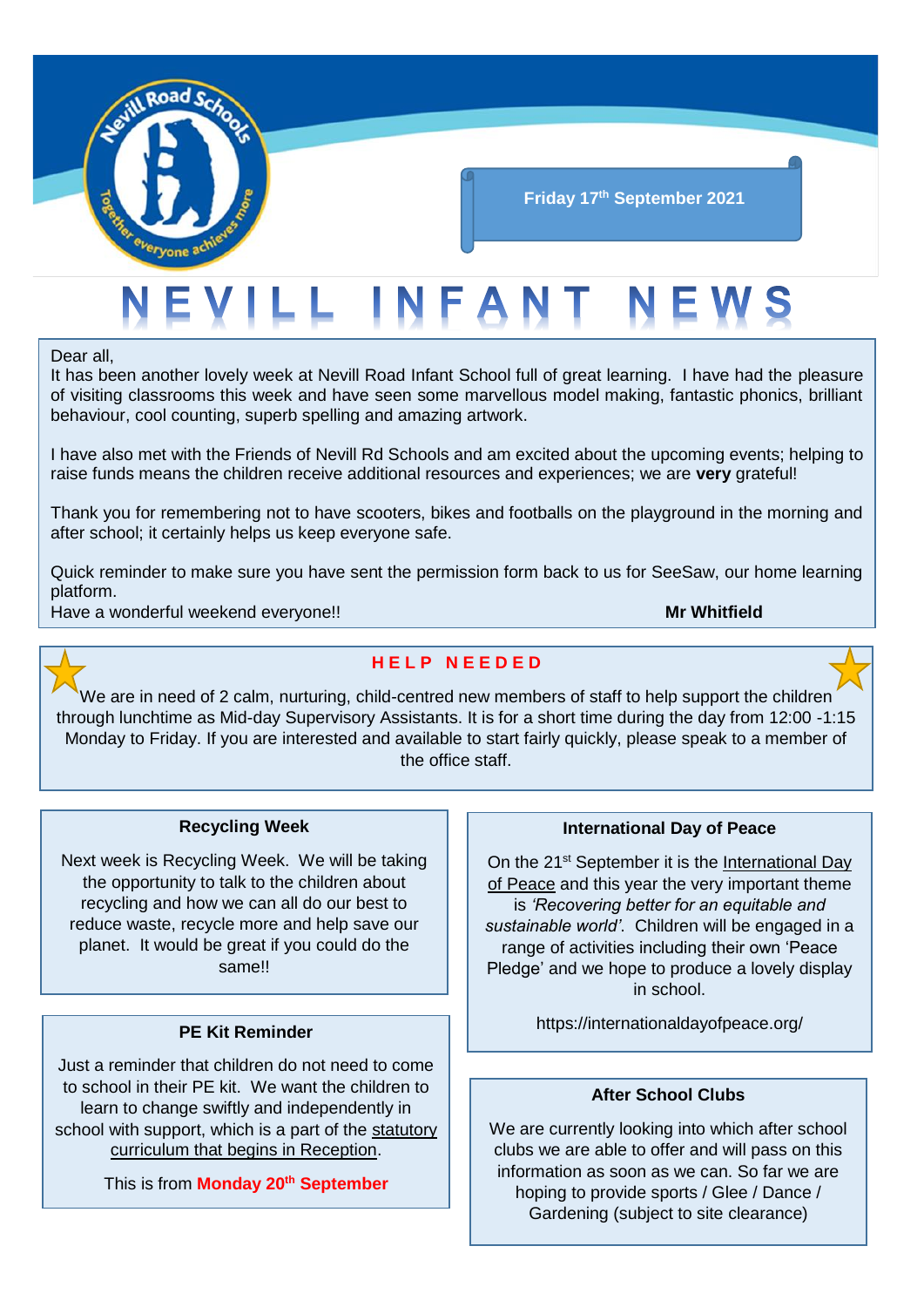Friday 17th September 2021

# NEVILL INFANT NEWS

Dear all,
It has been another lovely week at Nevill Road Infant School full of great learning. I have had the pleasure of visiting classrooms this week and have seen some marvellous model making, fantastic phonics, brilliant behaviour, cool counting, superb spelling and amazing artwork.

I have also met with the Friends of Nevill Rd Schools and am excited about the upcoming events; helping to raise funds means the children receive additional resources and experiences; we are **very** grateful!

Thank you for remembering not to have scooters, bikes and footballs on the playground in the morning and after school; it certainly helps us keep everyone safe.

Quick reminder to make sure you have sent the permission form back to us for SeeSaw, our home learning platform.
Have a wonderful weekend everyone!!

**Mr Whitfield**

## HELP NEEDED

We are in need of 2 calm, nurturing, child-centred new members of staff to help support the children through lunchtime as Mid-day Supervisory Assistants. It is for a short time during the day from 12:00 -1:15 Monday to Friday. If you are interested and available to start fairly quickly, please speak to a member of the office staff.

### Recycling Week

Next week is Recycling Week. We will be taking the opportunity to talk to the children about recycling and how we can all do our best to reduce waste, recycle more and help save our planet. It would be great if you could do the same!!

### PE Kit Reminder

Just a reminder that children do not need to come to school in their PE kit. We want the children to learn to change swiftly and independently in school with support, which is a part of the statutory curriculum that begins in Reception.

This is from **Monday 20th September**

### International Day of Peace

On the 21st September it is the International Day of Peace and this year the very important theme is *'Recovering better for an equitable and sustainable world'*. Children will be engaged in a range of activities including their own 'Peace Pledge' and we hope to produce a lovely display in school.

https://internationaldayofpeace.org/

### After School Clubs

We are currently looking into which after school clubs we are able to offer and will pass on this information as soon as we can. So far we are hoping to provide sports / Glee / Dance / Gardening (subject to site clearance)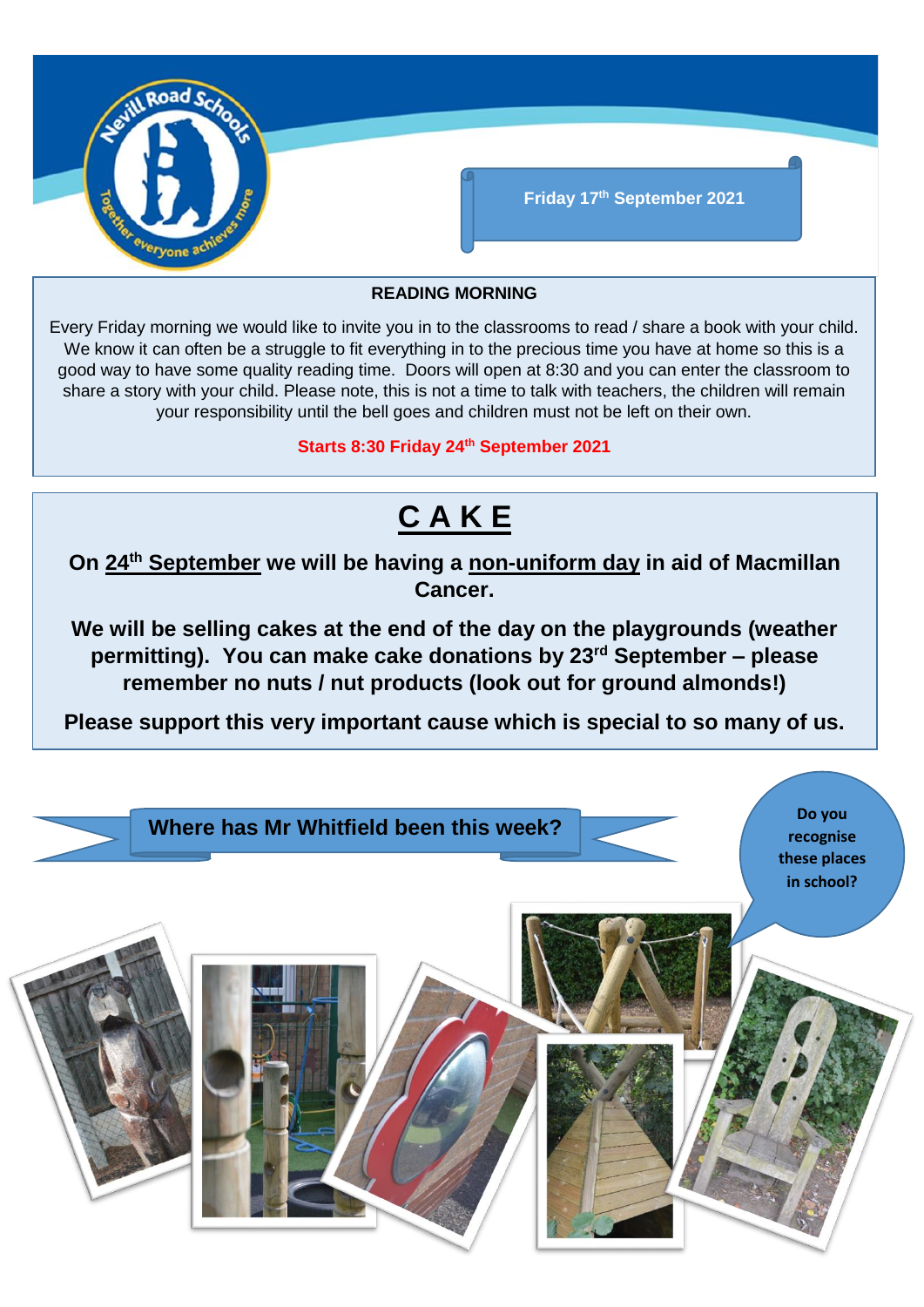Friday 17th September 2021

## READING MORNING

Every Friday morning we would like to invite you in to the classrooms to read / share a book with your child. We know it can often be a struggle to fit everything in to the precious time you have at home so this is a good way to have some quality reading time. Doors will open at 8:30 and you can enter the classroom to share a story with your child. Please note, this is not a time to talk with teachers, the children will remain your responsibility until the bell goes and children must not be left on their own.

**Starts 8:30 Friday 24th September 2021**

## C A K E

**On 24th September we will be having a non-uniform day in aid of Macmillan Cancer.**

**We will be selling cakes at the end of the day on the playgrounds (weather permitting). You can make cake donations by 23rd September – please remember no nuts / nut products (look out for ground almonds!)**

**Please support this very important cause which is special to so many of us.**

## Where has Mr Whitfield been this week?

**Do you recognise these places in school?**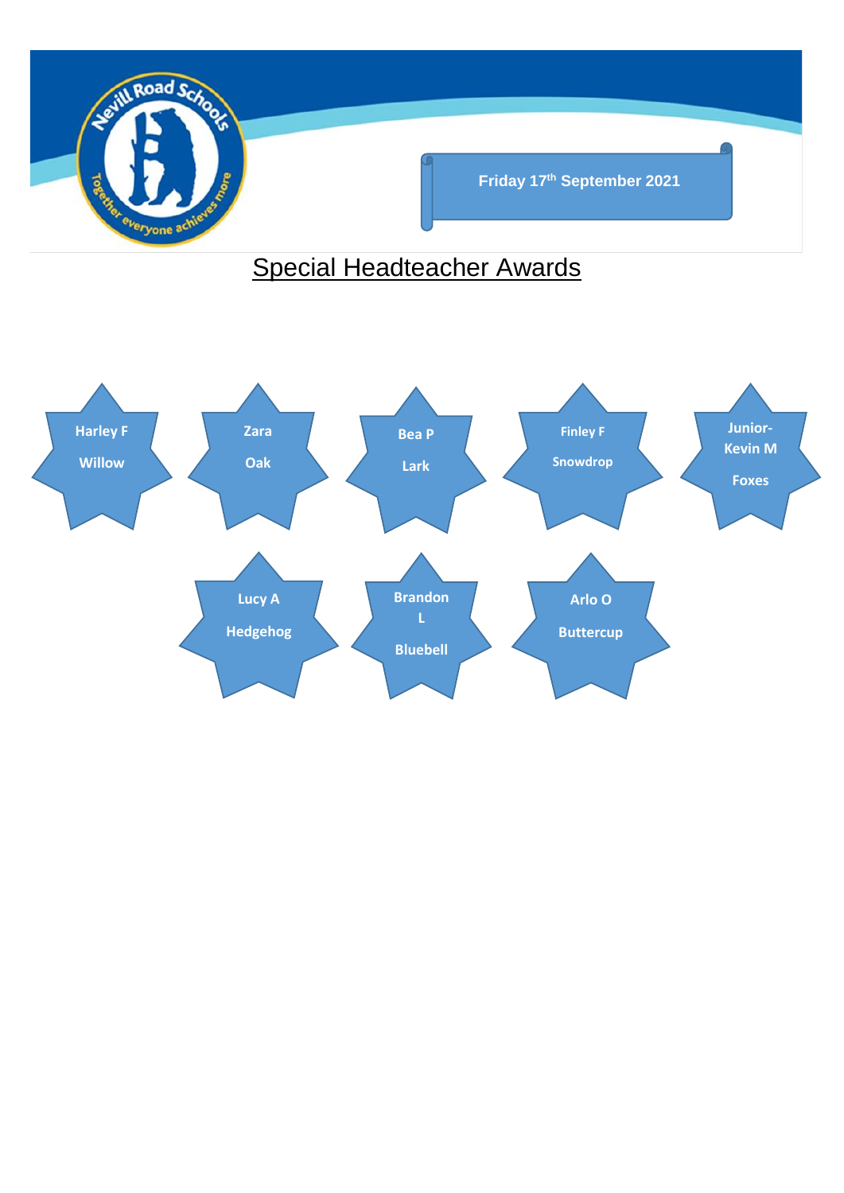Nevill Road Schools

Together everyone achieves more

Friday 17th September 2021

# Special Headteacher Awards

Harley F

Willow

Zara

Oak

Bea P

Lark

Finley F

Snowdrop

Junior-Kevin M

Foxes

Lucy A

Hedgehog

Brandon L

Bluebell

Arlo O

Buttercup